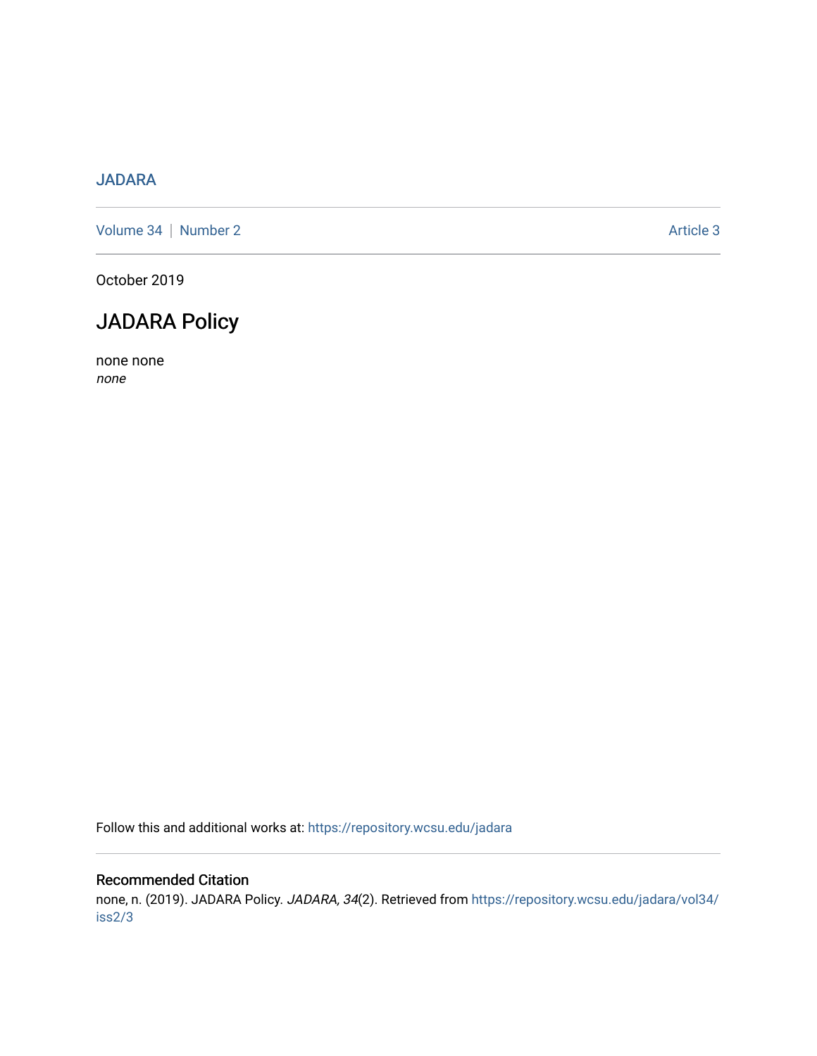JADARA

Volume 34 | Number 2 Article 3

October 2019

# JADARA Policy

none none
*none*

Follow this and additional works at: https://repository.wcsu.edu/jadara

## Recommended Citation

none, n. (2019). JADARA Policy. *JADARA, 34*(2). Retrieved from https://repository.wcsu.edu/jadara/vol34/iss2/3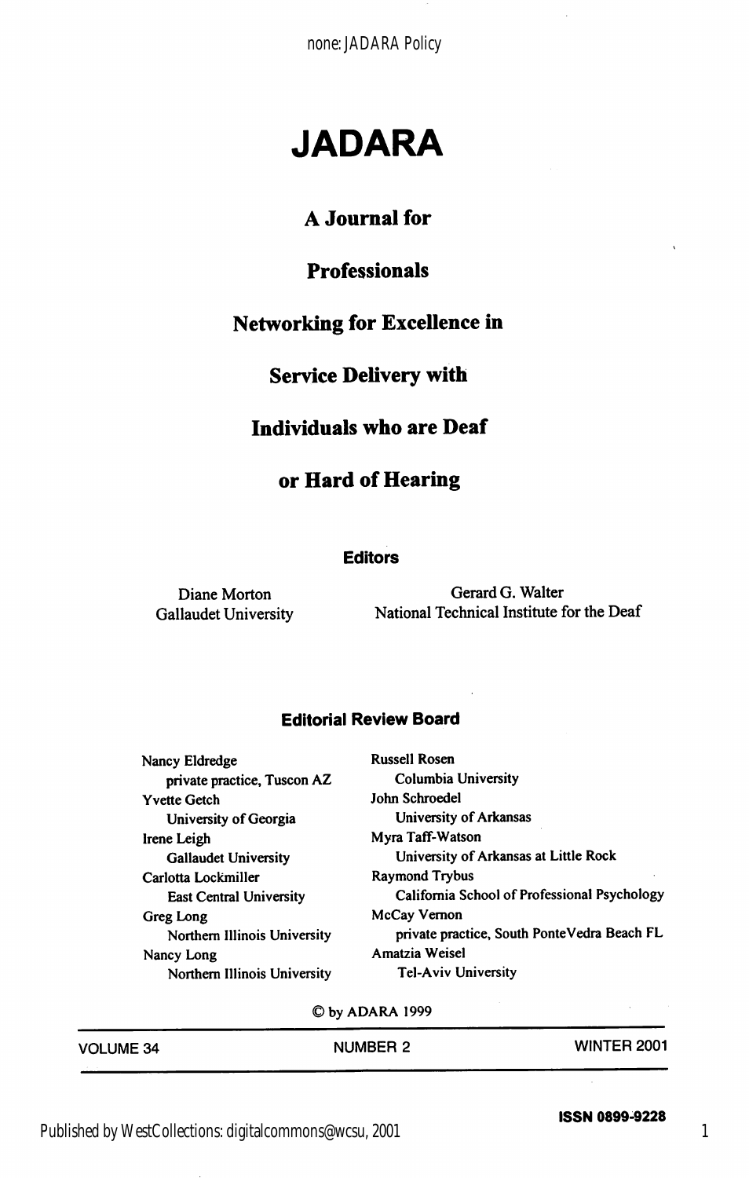# JADARA

## A Journal for

## Professionals

## Networking for Excellence in

## Service Delivery with

## Individuals who are Deaf

## or Hard of Hearing

### Editors

Diane Morton
Gallaudet University

Gerard G. Walter
National Technical Institute for the Deaf

### Editorial Review Board

Nancy Eldredge
private practice, Tuscon AZ

Yvette Getch
University of Georgia

Irene Leigh
Gallaudet University

Carlotta Lockmiller
East Central University

Greg Long
Northern Illinois University

Nancy Long
Northern Illinois University

Russell Rosen
Columbia University

John Schroedel
University of Arkansas

Myra Taff-Watson
University of Arkansas at Little Rock

Raymond Trybus
California School of Professional Psychology

McCay Vernon
private practice, South PonteVedra Beach FL

Amatzia Weisel
Tel-Aviv University

© by ADARA 1999

VOLUME 34 — NUMBER 2 — WINTER 2001

**ISSN 0899-9228**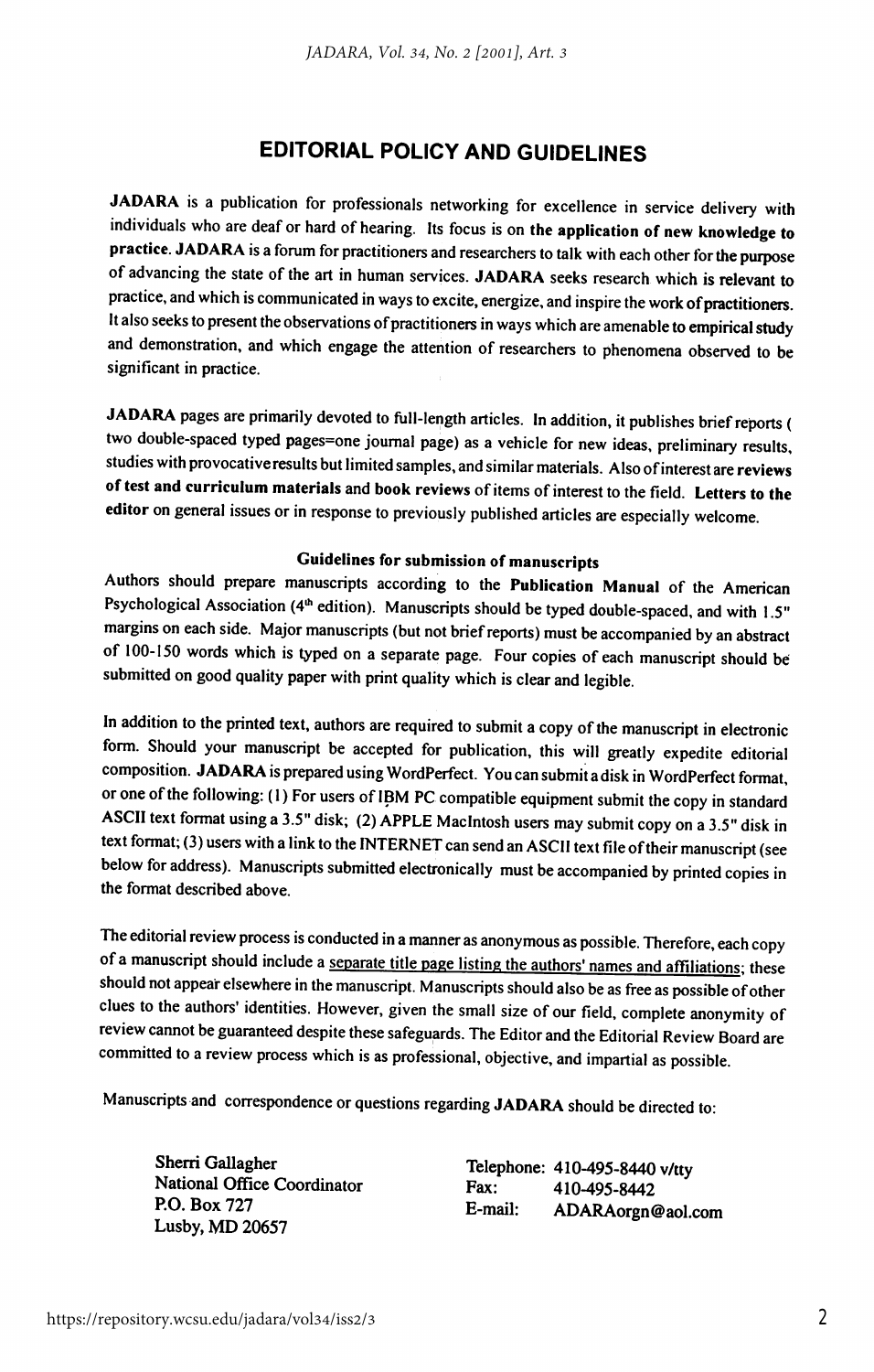# EDITORIAL POLICY AND GUIDELINES

**JADARA** is a publication for professionals networking for excellence in service delivery with individuals who are deaf or hard of hearing. Its focus is on **the application of new knowledge to practice. JADARA** is a forum for practitioners and researchers to talk with each other for the purpose of advancing the state of the art in human services. **JADARA** seeks research which is relevant to practice, and which is communicated in ways to excite, energize, and inspire the work of practitioners. It also seeks to present the observations of practitioners in ways which are amenable to empirical study and demonstration, and which engage the attention of researchers to phenomena observed to be significant in practice.

**JADARA** pages are primarily devoted to full-length articles. In addition, it publishes brief reports ( two double-spaced typed pages=one journal page) as a vehicle for new ideas, preliminary results, studies with provocative results but limited samples, and similar materials. Also of interest are **reviews of test and curriculum materials** and **book reviews** of items of interest to the field. **Letters to the editor** on general issues or in response to previously published articles are especially welcome.

### Guidelines for submission of manuscripts

Authors should prepare manuscripts according to the **Publication Manual** of the American Psychological Association (4th edition). Manuscripts should be typed double-spaced, and with 1.5" margins on each side. Major manuscripts (but not brief reports) must be accompanied by an abstract of 100-150 words which is typed on a separate page. Four copies of each manuscript should be submitted on good quality paper with print quality which is clear and legible.

In addition to the printed text, authors are required to submit a copy of the manuscript in electronic form. Should your manuscript be accepted for publication, this will greatly expedite editorial composition. **JADARA** is prepared using WordPerfect. You can submit a disk in WordPerfect format, or one of the following: (1) For users of IBM PC compatible equipment submit the copy in standard ASCII text format using a 3.5" disk; (2) APPLE MacIntosh users may submit copy on a 3.5" disk in text format; (3) users with a link to the INTERNET can send an ASCII text file of their manuscript (see below for address). Manuscripts submitted electronically must be accompanied by printed copies in the format described above.

The editorial review process is conducted in a manner as anonymous as possible. Therefore, each copy of a manuscript should include a separate title page listing the authors' names and affiliations; these should not appear elsewhere in the manuscript. Manuscripts should also be as free as possible of other clues to the authors' identities. However, given the small size of our field, complete anonymity of review cannot be guaranteed despite these safeguards. The Editor and the Editorial Review Board are committed to a review process which is as professional, objective, and impartial as possible.

Manuscripts and correspondence or questions regarding **JADARA** should be directed to:

**Sherri Gallagher**
**National Office Coordinator**
**P.O. Box 727**
**Lusby, MD 20657**

**Telephone:** 410-495-8440 v/tty
**Fax:** 410-495-8442
**E-mail:** ADARAorgn@aol.com